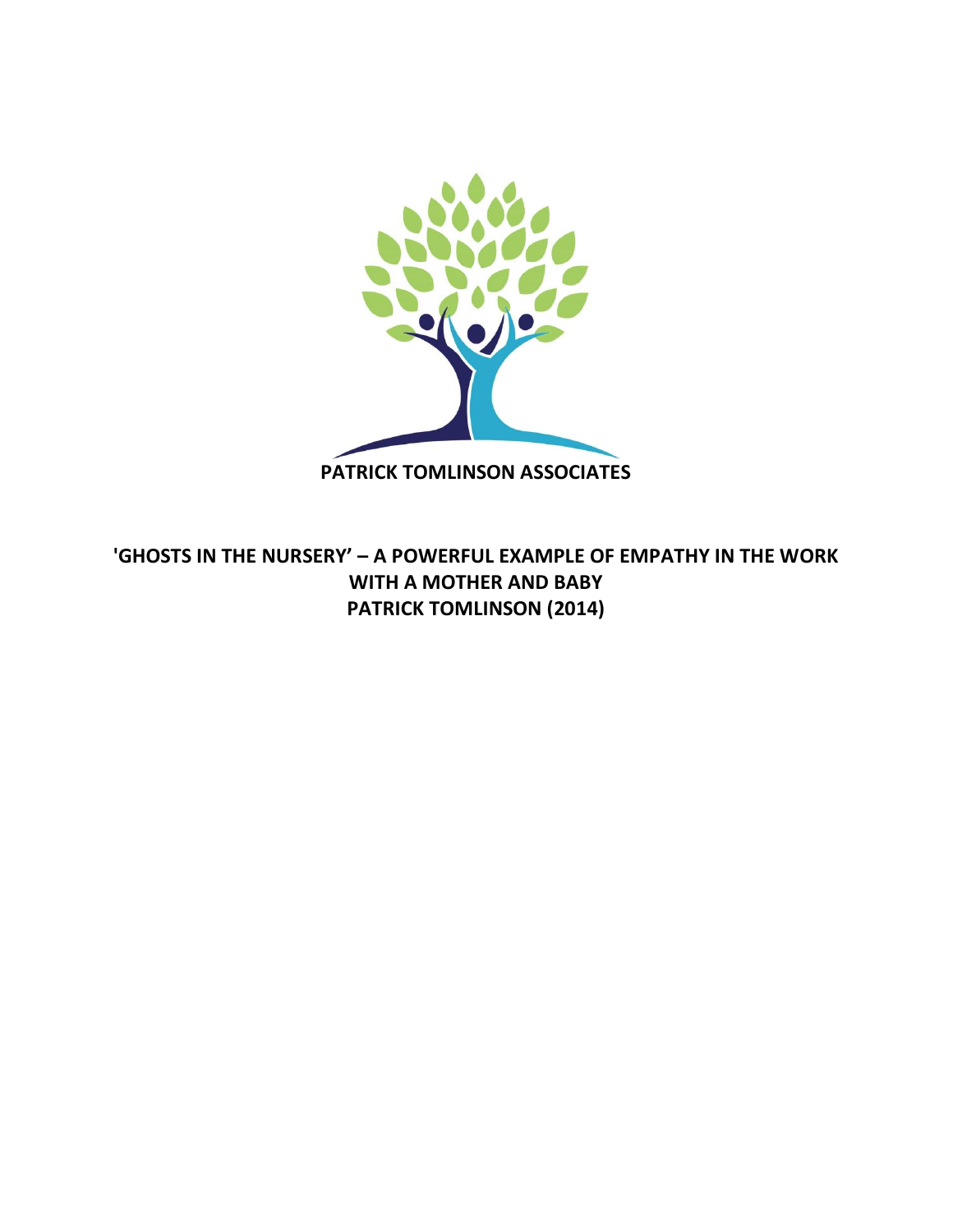PATRICK TOMLINSON ASSOCIATES

# 'GHOSTS IN THE NURSERY' – A POWERFUL EXAMPLE OF EMPATHY IN THE WORK WITH A MOTHER AND BABY

**PATRICK TOMLINSON (2014)**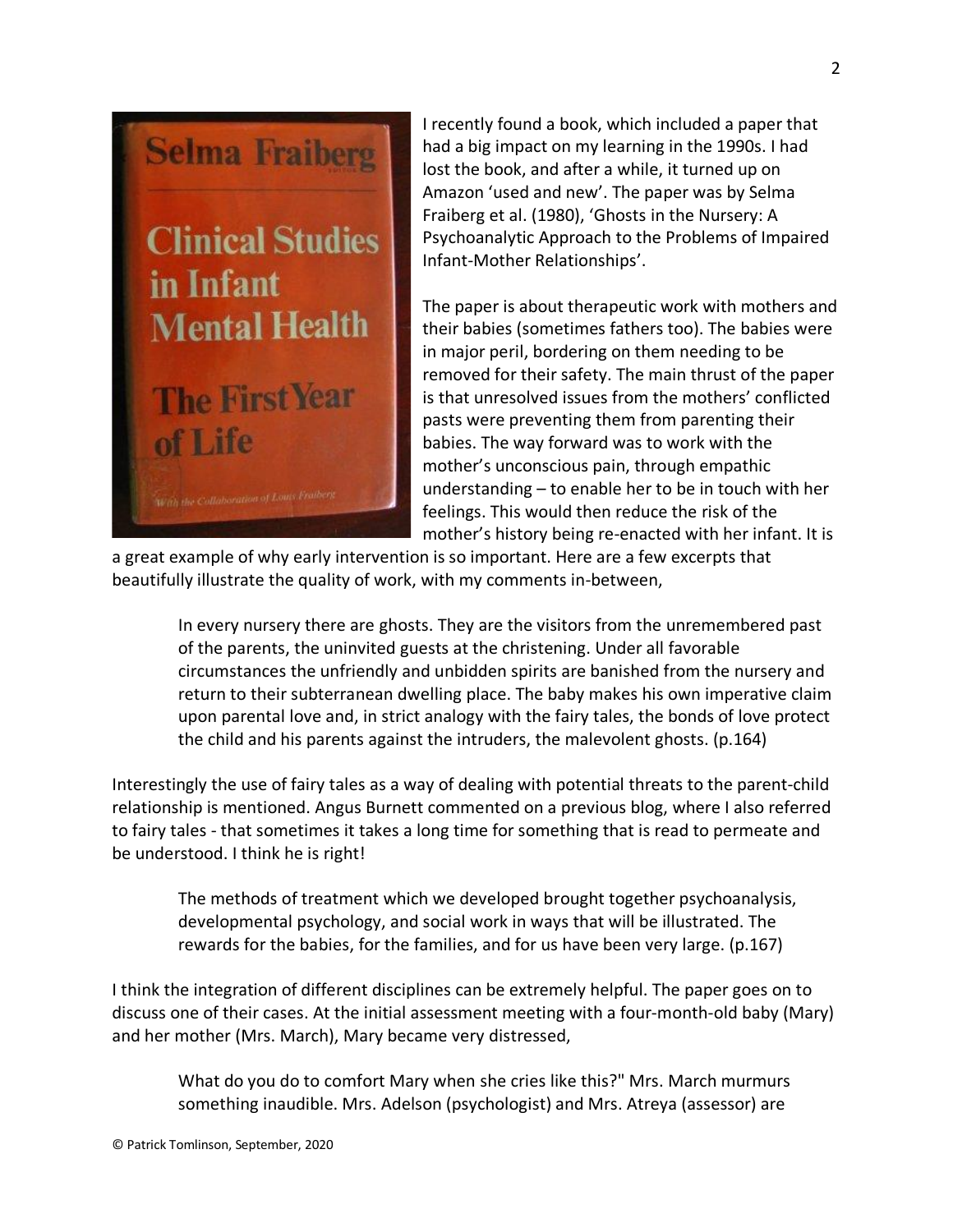I recently found a book, which included a paper that had a big impact on my learning in the 1990s. I had lost the book, and after a while, it turned up on Amazon 'used and new'. The paper was by Selma Fraiberg et al. (1980), 'Ghosts in the Nursery: A Psychoanalytic Approach to the Problems of Impaired Infant-Mother Relationships'.

The paper is about therapeutic work with mothers and their babies (sometimes fathers too). The babies were in major peril, bordering on them needing to be removed for their safety. The main thrust of the paper is that unresolved issues from the mothers' conflicted pasts were preventing them from parenting their babies. The way forward was to work with the mother's unconscious pain, through empathic understanding – to enable her to be in touch with her feelings. This would then reduce the risk of the mother's history being re-enacted with her infant. It is a great example of why early intervention is so important. Here are a few excerpts that beautifully illustrate the quality of work, with my comments in-between,

> In every nursery there are ghosts. They are the visitors from the unremembered past of the parents, the uninvited guests at the christening. Under all favorable circumstances the unfriendly and unbidden spirits are banished from the nursery and return to their subterranean dwelling place. The baby makes his own imperative claim upon parental love and, in strict analogy with the fairy tales, the bonds of love protect the child and his parents against the intruders, the malevolent ghosts. (p.164)

Interestingly the use of fairy tales as a way of dealing with potential threats to the parent-child relationship is mentioned. Angus Burnett commented on a previous blog, where I also referred to fairy tales - that sometimes it takes a long time for something that is read to permeate and be understood. I think he is right!

> The methods of treatment which we developed brought together psychoanalysis, developmental psychology, and social work in ways that will be illustrated. The rewards for the babies, for the families, and for us have been very large. (p.167)

I think the integration of different disciplines can be extremely helpful. The paper goes on to discuss one of their cases. At the initial assessment meeting with a four-month-old baby (Mary) and her mother (Mrs. March), Mary became very distressed,

> What do you do to comfort Mary when she cries like this?" Mrs. March murmurs something inaudible. Mrs. Adelson (psychologist) and Mrs. Atreya (assessor) are

© Patrick Tomlinson, September, 2020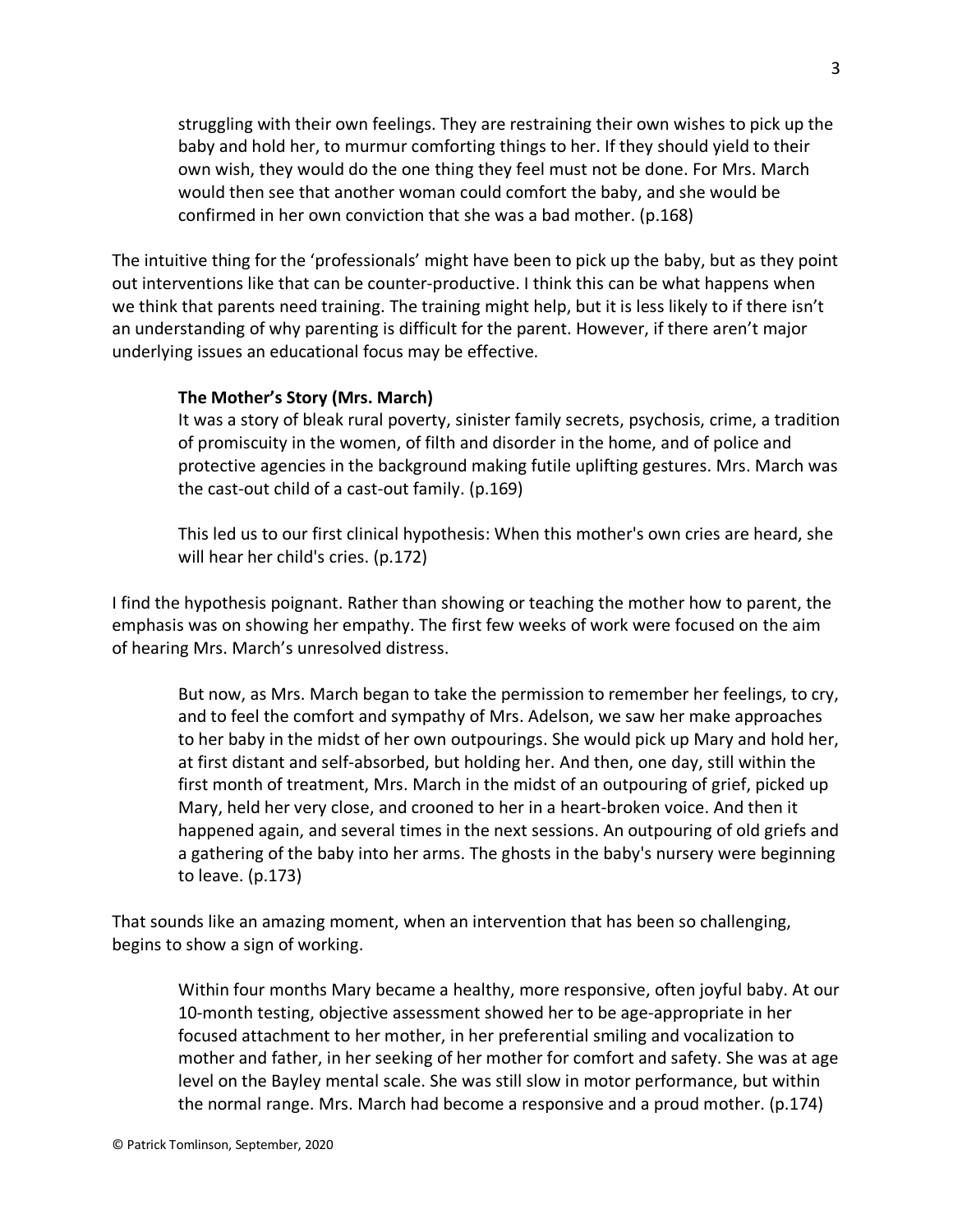> struggling with their own feelings. They are restraining their own wishes to pick up the baby and hold her, to murmur comforting things to her. If they should yield to their own wish, they would do the one thing they feel must not be done. For Mrs. March would then see that another woman could comfort the baby, and she would be confirmed in her own conviction that she was a bad mother. (p.168)

The intuitive thing for the 'professionals' might have been to pick up the baby, but as they point out interventions like that can be counter-productive. I think this can be what happens when we think that parents need training. The training might help, but it is less likely to if there isn't an understanding of why parenting is difficult for the parent. However, if there aren't major underlying issues an educational focus may be effective.

> **The Mother's Story (Mrs. March)**
> It was a story of bleak rural poverty, sinister family secrets, psychosis, crime, a tradition of promiscuity in the women, of filth and disorder in the home, and of police and protective agencies in the background making futile uplifting gestures. Mrs. March was the cast-out child of a cast-out family. (p.169)
>
> This led us to our first clinical hypothesis: When this mother's own cries are heard, she will hear her child's cries. (p.172)

I find the hypothesis poignant. Rather than showing or teaching the mother how to parent, the emphasis was on showing her empathy. The first few weeks of work were focused on the aim of hearing Mrs. March's unresolved distress.

> But now, as Mrs. March began to take the permission to remember her feelings, to cry, and to feel the comfort and sympathy of Mrs. Adelson, we saw her make approaches to her baby in the midst of her own outpourings. She would pick up Mary and hold her, at first distant and self-absorbed, but holding her. And then, one day, still within the first month of treatment, Mrs. March in the midst of an outpouring of grief, picked up Mary, held her very close, and crooned to her in a heart-broken voice. And then it happened again, and several times in the next sessions. An outpouring of old griefs and a gathering of the baby into her arms. The ghosts in the baby's nursery were beginning to leave. (p.173)

That sounds like an amazing moment, when an intervention that has been so challenging, begins to show a sign of working.

> Within four months Mary became a healthy, more responsive, often joyful baby. At our 10-month testing, objective assessment showed her to be age-appropriate in her focused attachment to her mother, in her preferential smiling and vocalization to mother and father, in her seeking of her mother for comfort and safety. She was at age level on the Bayley mental scale. She was still slow in motor performance, but within the normal range. Mrs. March had become a responsive and a proud mother. (p.174)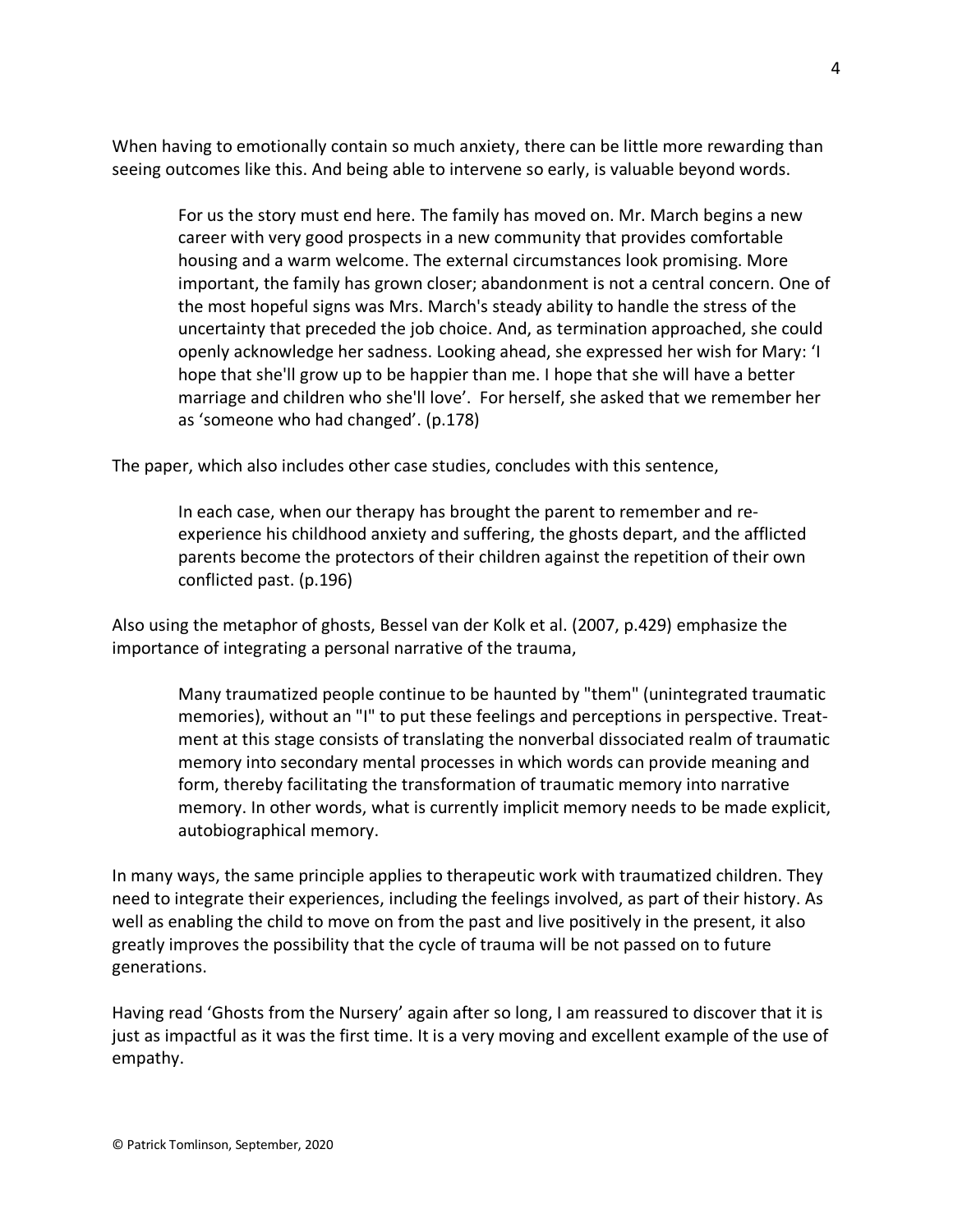When having to emotionally contain so much anxiety, there can be little more rewarding than seeing outcomes like this. And being able to intervene so early, is valuable beyond words.

> For us the story must end here. The family has moved on. Mr. March begins a new career with very good prospects in a new community that provides comfortable housing and a warm welcome. The external circumstances look promising. More important, the family has grown closer; abandonment is not a central concern. One of the most hopeful signs was Mrs. March's steady ability to handle the stress of the uncertainty that preceded the job choice. And, as termination approached, she could openly acknowledge her sadness. Looking ahead, she expressed her wish for Mary: 'I hope that she'll grow up to be happier than me. I hope that she will have a better marriage and children who she'll love'. For herself, she asked that we remember her as 'someone who had changed'. (p.178)

The paper, which also includes other case studies, concludes with this sentence,

> In each case, when our therapy has brought the parent to remember and re-experience his childhood anxiety and suffering, the ghosts depart, and the afflicted parents become the protectors of their children against the repetition of their own conflicted past. (p.196)

Also using the metaphor of ghosts, Bessel van der Kolk et al. (2007, p.429) emphasize the importance of integrating a personal narrative of the trauma,

> Many traumatized people continue to be haunted by "them" (unintegrated traumatic memories), without an "I" to put these feelings and perceptions in perspective. Treatment at this stage consists of translating the nonverbal dissociated realm of traumatic memory into secondary mental processes in which words can provide meaning and form, thereby facilitating the transformation of traumatic memory into narrative memory. In other words, what is currently implicit memory needs to be made explicit, autobiographical memory.

In many ways, the same principle applies to therapeutic work with traumatized children. They need to integrate their experiences, including the feelings involved, as part of their history. As well as enabling the child to move on from the past and live positively in the present, it also greatly improves the possibility that the cycle of trauma will be not passed on to future generations.

Having read 'Ghosts from the Nursery' again after so long, I am reassured to discover that it is just as impactful as it was the first time. It is a very moving and excellent example of the use of empathy.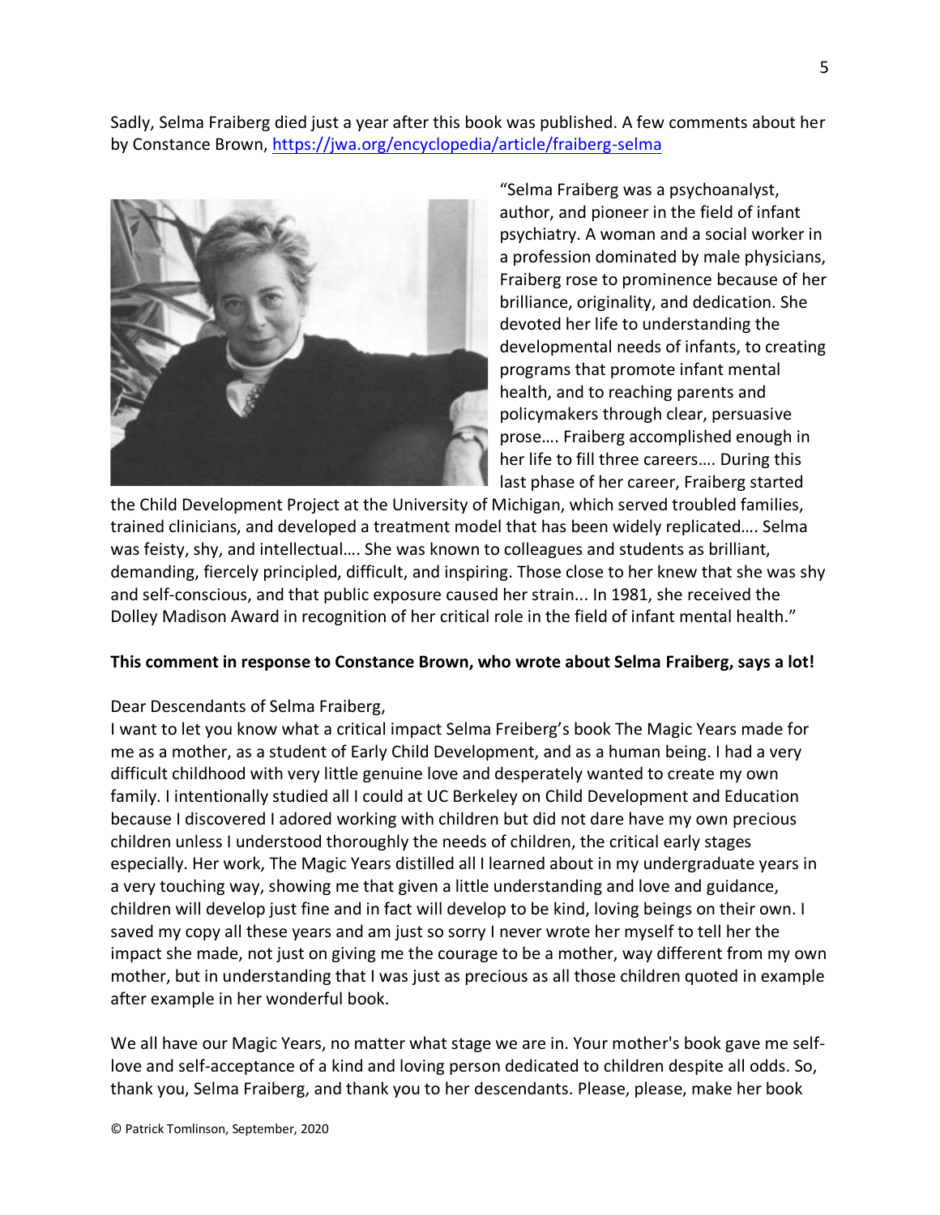Sadly, Selma Fraiberg died just a year after this book was published. A few comments about her by Constance Brown, https://jwa.org/encyclopedia/article/fraiberg-selma

"Selma Fraiberg was a psychoanalyst, author, and pioneer in the field of infant psychiatry. A woman and a social worker in a profession dominated by male physicians, Fraiberg rose to prominence because of her brilliance, originality, and dedication. She devoted her life to understanding the developmental needs of infants, to creating programs that promote infant mental health, and to reaching parents and policymakers through clear, persuasive prose…. Fraiberg accomplished enough in her life to fill three careers…. During this last phase of her career, Fraiberg started the Child Development Project at the University of Michigan, which served troubled families, trained clinicians, and developed a treatment model that has been widely replicated…. Selma was feisty, shy, and intellectual…. She was known to colleagues and students as brilliant, demanding, fiercely principled, difficult, and inspiring. Those close to her knew that she was shy and self-conscious, and that public exposure caused her strain... In 1981, she received the Dolley Madison Award in recognition of her critical role in the field of infant mental health."

**This comment in response to Constance Brown, who wrote about Selma Fraiberg, says a lot!**

Dear Descendants of Selma Fraiberg,
I want to let you know what a critical impact Selma Freiberg's book The Magic Years made for me as a mother, as a student of Early Child Development, and as a human being. I had a very difficult childhood with very little genuine love and desperately wanted to create my own family. I intentionally studied all I could at UC Berkeley on Child Development and Education because I discovered I adored working with children but did not dare have my own precious children unless I understood thoroughly the needs of children, the critical early stages especially. Her work, The Magic Years distilled all I learned about in my undergraduate years in a very touching way, showing me that given a little understanding and love and guidance, children will develop just fine and in fact will develop to be kind, loving beings on their own. I saved my copy all these years and am just so sorry I never wrote her myself to tell her the impact she made, not just on giving me the courage to be a mother, way different from my own mother, but in understanding that I was just as precious as all those children quoted in example after example in her wonderful book.

We all have our Magic Years, no matter what stage we are in. Your mother's book gave me self-love and self-acceptance of a kind and loving person dedicated to children despite all odds. So, thank you, Selma Fraiberg, and thank you to her descendants. Please, please, make her book

© Patrick Tomlinson, September, 2020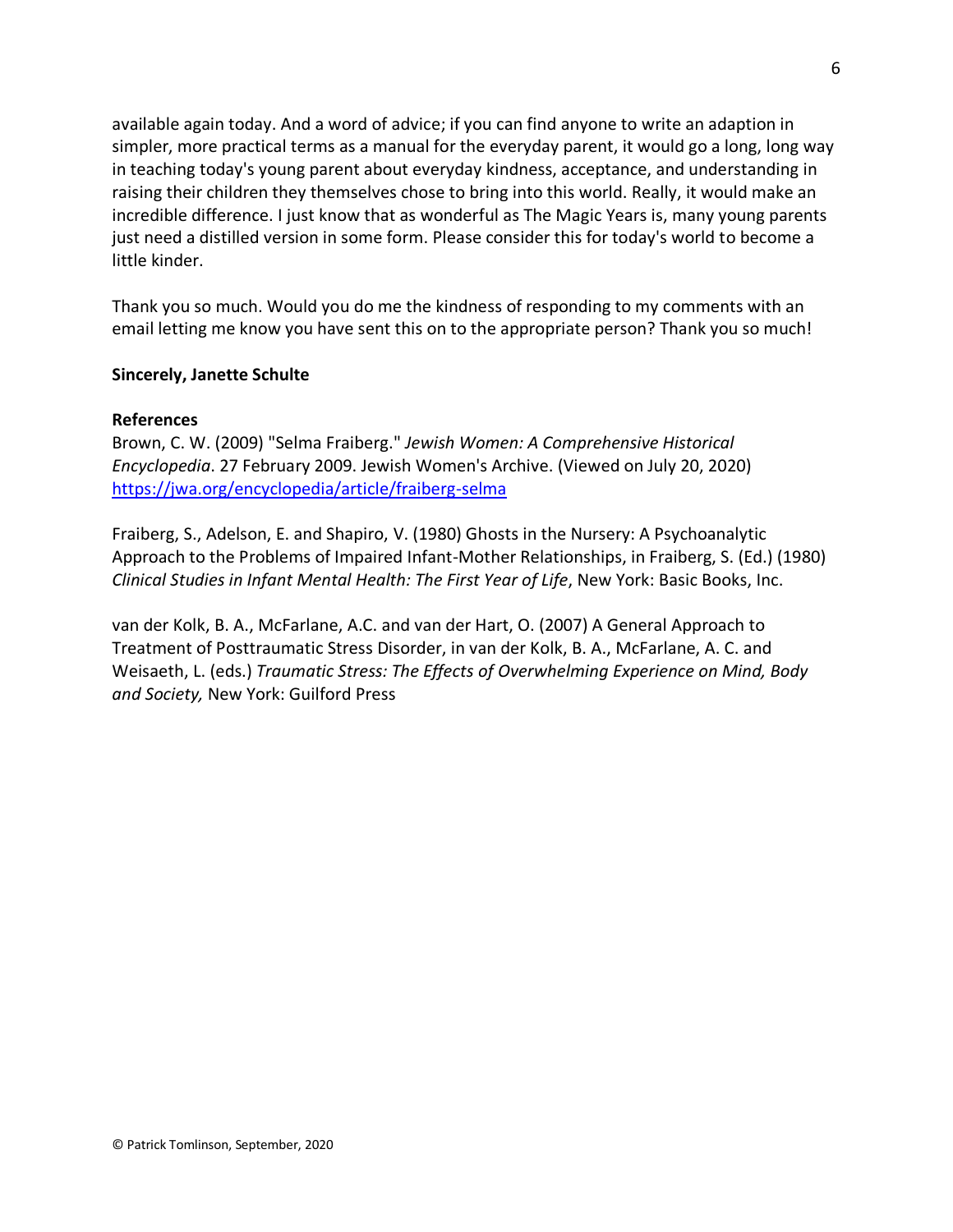available again today. And a word of advice; if you can find anyone to write an adaption in simpler, more practical terms as a manual for the everyday parent, it would go a long, long way in teaching today's young parent about everyday kindness, acceptance, and understanding in raising their children they themselves chose to bring into this world. Really, it would make an incredible difference. I just know that as wonderful as The Magic Years is, many young parents just need a distilled version in some form. Please consider this for today's world to become a little kinder.

Thank you so much. Would you do me the kindness of responding to my comments with an email letting me know you have sent this on to the appropriate person? Thank you so much!

**Sincerely, Janette Schulte**

**References**

Brown, C. W. (2009) "Selma Fraiberg." *Jewish Women: A Comprehensive Historical Encyclopedia*. 27 February 2009. Jewish Women's Archive. (Viewed on July 20, 2020) https://jwa.org/encyclopedia/article/fraiberg-selma

Fraiberg, S., Adelson, E. and Shapiro, V. (1980) Ghosts in the Nursery: A Psychoanalytic Approach to the Problems of Impaired Infant-Mother Relationships, in Fraiberg, S. (Ed.) (1980) *Clinical Studies in Infant Mental Health: The First Year of Life*, New York: Basic Books, Inc.

van der Kolk, B. A., McFarlane, A.C. and van der Hart, O. (2007) A General Approach to Treatment of Posttraumatic Stress Disorder, in van der Kolk, B. A., McFarlane, A. C. and Weisaeth, L. (eds.) *Traumatic Stress: The Effects of Overwhelming Experience on Mind, Body and Society,* New York: Guilford Press

© Patrick Tomlinson, September, 2020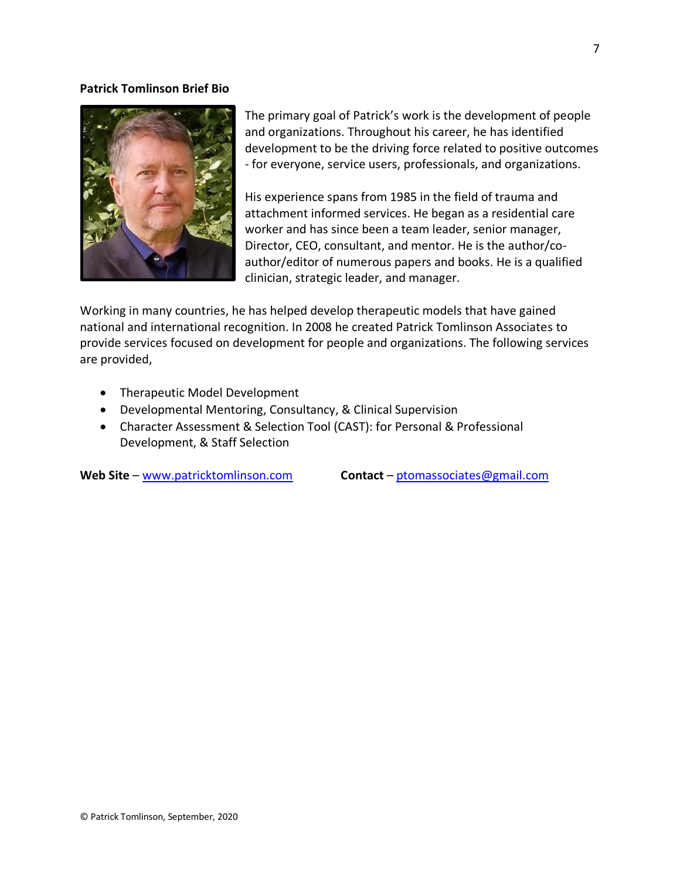**Patrick Tomlinson Brief Bio**

The primary goal of Patrick's work is the development of people and organizations. Throughout his career, he has identified development to be the driving force related to positive outcomes - for everyone, service users, professionals, and organizations.

His experience spans from 1985 in the field of trauma and attachment informed services. He began as a residential care worker and has since been a team leader, senior manager, Director, CEO, consultant, and mentor. He is the author/co-author/editor of numerous papers and books. He is a qualified clinician, strategic leader, and manager.

Working in many countries, he has helped develop therapeutic models that have gained national and international recognition. In 2008 he created Patrick Tomlinson Associates to provide services focused on development for people and organizations. The following services are provided,

- Therapeutic Model Development
- Developmental Mentoring, Consultancy, & Clinical Supervision
- Character Assessment & Selection Tool (CAST): for Personal & Professional Development, & Staff Selection

**Web Site** – www.patricktomlinson.com **Contact** – ptomassociates@gmail.com

© Patrick Tomlinson, September, 2020